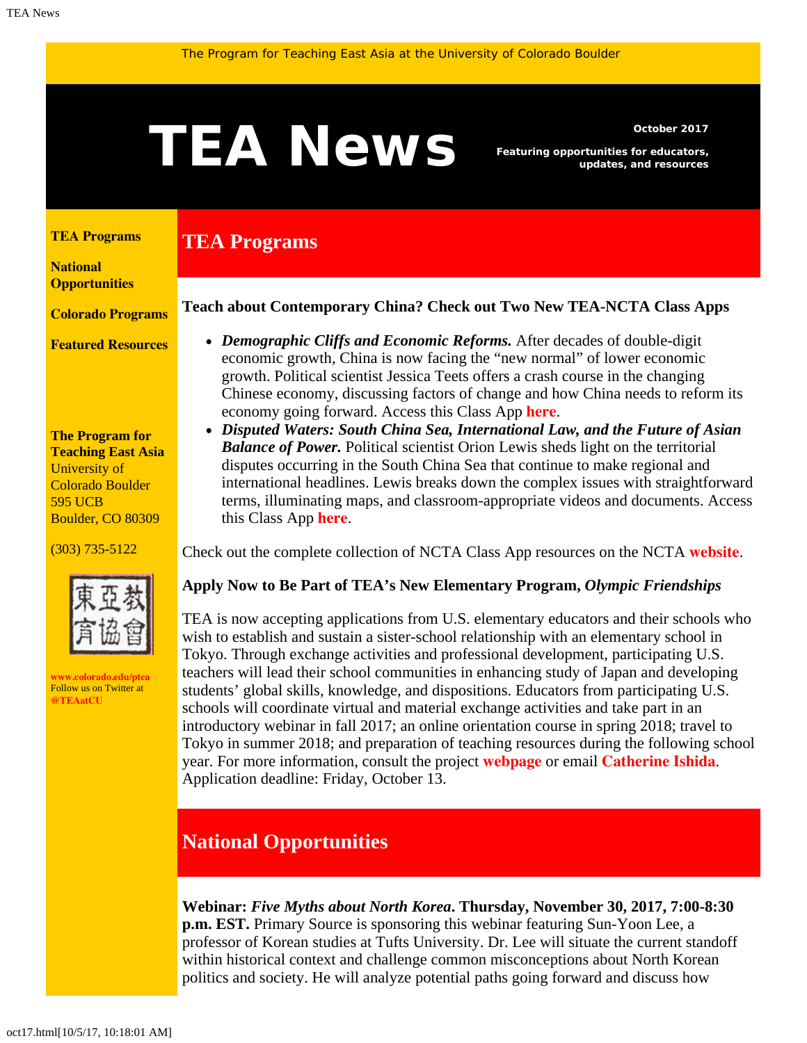The Program for Teaching East Asia at the University of Colorado Boulder

# TEA News

**October 2017**

**Featuring opportunities for educators, updates, and resources**

**TEA Programs**

**National Opportunities**

**Colorado Programs**

**Featured Resources**

**The Program for Teaching East Asia**
University of Colorado Boulder
595 UCB
Boulder, CO 80309

(303) 735-5122

東亞教育協會

**www.colorado.edu/ptea**
Follow us on Twitter at **@TEAatCU**

## TEA Programs

### Teach about Contemporary China? Check out Two New TEA-NCTA Class Apps

- ***Demographic Cliffs and Economic Reforms.*** After decades of double-digit economic growth, China is now facing the "new normal" of lower economic growth. Political scientist Jessica Teets offers a crash course in the changing Chinese economy, discussing factors of change and how China needs to reform its economy going forward. Access this Class App **here**.
- ***Disputed Waters: South China Sea, International Law, and the Future of Asian Balance of Power.*** Political scientist Orion Lewis sheds light on the territorial disputes occurring in the South China Sea that continue to make regional and international headlines. Lewis breaks down the complex issues with straightforward terms, illuminating maps, and classroom-appropriate videos and documents. Access this Class App **here**.

Check out the complete collection of NCTA Class App resources on the NCTA **website**.

### Apply Now to Be Part of TEA's New Elementary Program, *Olympic Friendships*

TEA is now accepting applications from U.S. elementary educators and their schools who wish to establish and sustain a sister-school relationship with an elementary school in Tokyo. Through exchange activities and professional development, participating U.S. teachers will lead their school communities in enhancing study of Japan and developing students' global skills, knowledge, and dispositions. Educators from participating U.S. schools will coordinate virtual and material exchange activities and take part in an introductory webinar in fall 2017; an online orientation course in spring 2018; travel to Tokyo in summer 2018; and preparation of teaching resources during the following school year. For more information, consult the project **webpage** or email **Catherine Ishida**. Application deadline: Friday, October 13.

## National Opportunities

**Webinar: *Five Myths about North Korea*. Thursday, November 30, 2017, 7:00-8:30 p.m. EST.** Primary Source is sponsoring this webinar featuring Sun-Yoon Lee, a professor of Korean studies at Tufts University. Dr. Lee will situate the current standoff within historical context and challenge common misconceptions about North Korean politics and society. He will analyze potential paths going forward and discuss how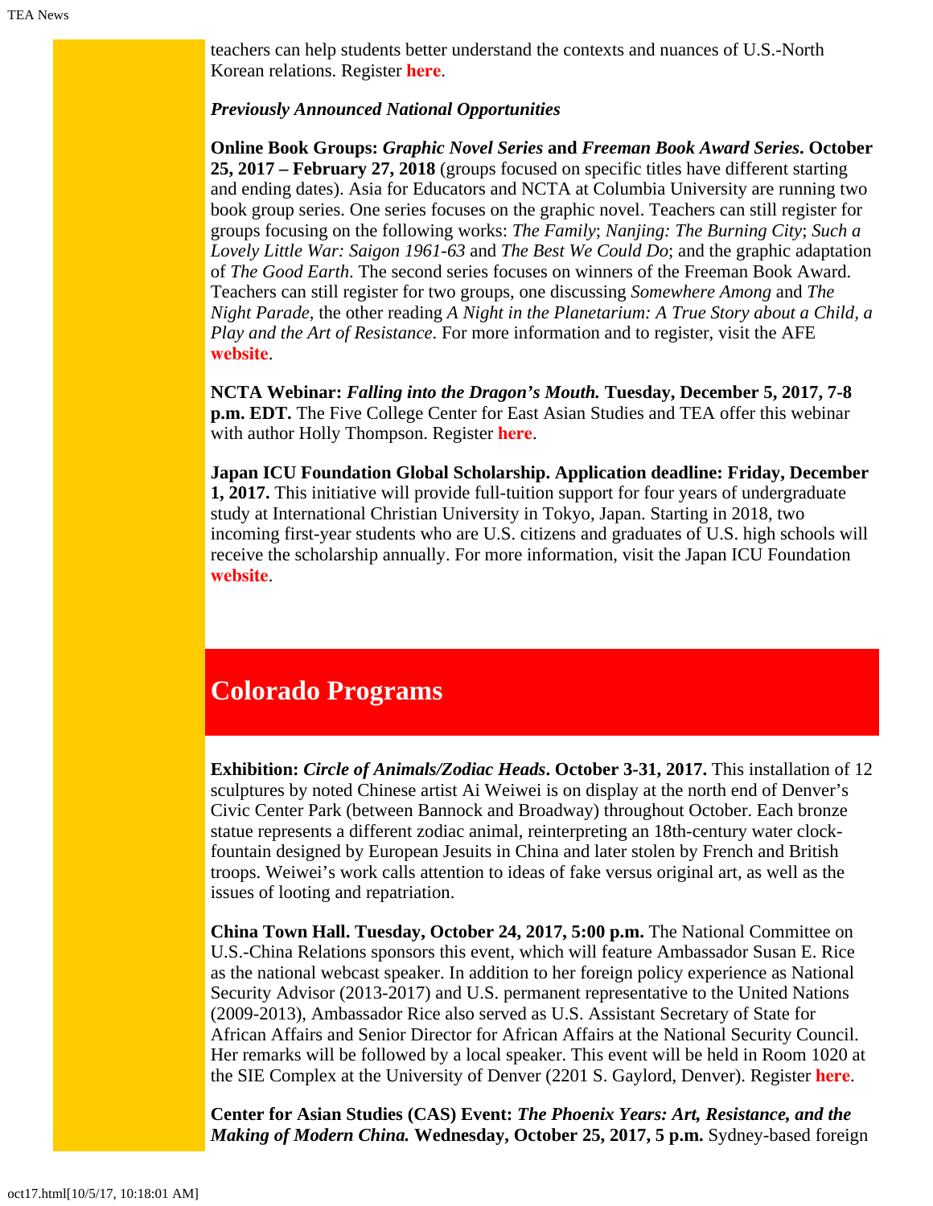teachers can help students better understand the contexts and nuances of U.S.-North Korean relations. Register **here**.

***Previously Announced National Opportunities***

**Online Book Groups: *Graphic Novel Series* and *Freeman Book Award Series*. October 25, 2017 – February 27, 2018** (groups focused on specific titles have different starting and ending dates). Asia for Educators and NCTA at Columbia University are running two book group series. One series focuses on the graphic novel. Teachers can still register for groups focusing on the following works: *The Family*; *Nanjing: The Burning City*; *Such a Lovely Little War: Saigon 1961-63* and *The Best We Could Do*; and the graphic adaptation of *The Good Earth*. The second series focuses on winners of the Freeman Book Award. Teachers can still register for two groups, one discussing *Somewhere Among* and *The Night Parade*, the other reading *A Night in the Planetarium: A True Story about a Child, a Play and the Art of Resistance*. For more information and to register, visit the AFE **website**.

**NCTA Webinar: *Falling into the Dragon's Mouth.* Tuesday, December 5, 2017, 7-8 p.m. EDT.** The Five College Center for East Asian Studies and TEA offer this webinar with author Holly Thompson. Register **here**.

**Japan ICU Foundation Global Scholarship. Application deadline: Friday, December 1, 2017.** This initiative will provide full-tuition support for four years of undergraduate study at International Christian University in Tokyo, Japan. Starting in 2018, two incoming first-year students who are U.S. citizens and graduates of U.S. high schools will receive the scholarship annually. For more information, visit the Japan ICU Foundation **website**.

## Colorado Programs

**Exhibition: *Circle of Animals/Zodiac Heads*. October 3-31, 2017.** This installation of 12 sculptures by noted Chinese artist Ai Weiwei is on display at the north end of Denver's Civic Center Park (between Bannock and Broadway) throughout October. Each bronze statue represents a different zodiac animal, reinterpreting an 18th-century water clock-fountain designed by European Jesuits in China and later stolen by French and British troops. Weiwei's work calls attention to ideas of fake versus original art, as well as the issues of looting and repatriation.

**China Town Hall. Tuesday, October 24, 2017, 5:00 p.m.** The National Committee on U.S.-China Relations sponsors this event, which will feature Ambassador Susan E. Rice as the national webcast speaker. In addition to her foreign policy experience as National Security Advisor (2013-2017) and U.S. permanent representative to the United Nations (2009-2013), Ambassador Rice also served as U.S. Assistant Secretary of State for African Affairs and Senior Director for African Affairs at the National Security Council. Her remarks will be followed by a local speaker. This event will be held in Room 1020 at the SIE Complex at the University of Denver (2201 S. Gaylord, Denver). Register **here**.

**Center for Asian Studies (CAS) Event: *The Phoenix Years: Art, Resistance, and the Making of Modern China.* Wednesday, October 25, 2017, 5 p.m.** Sydney-based foreign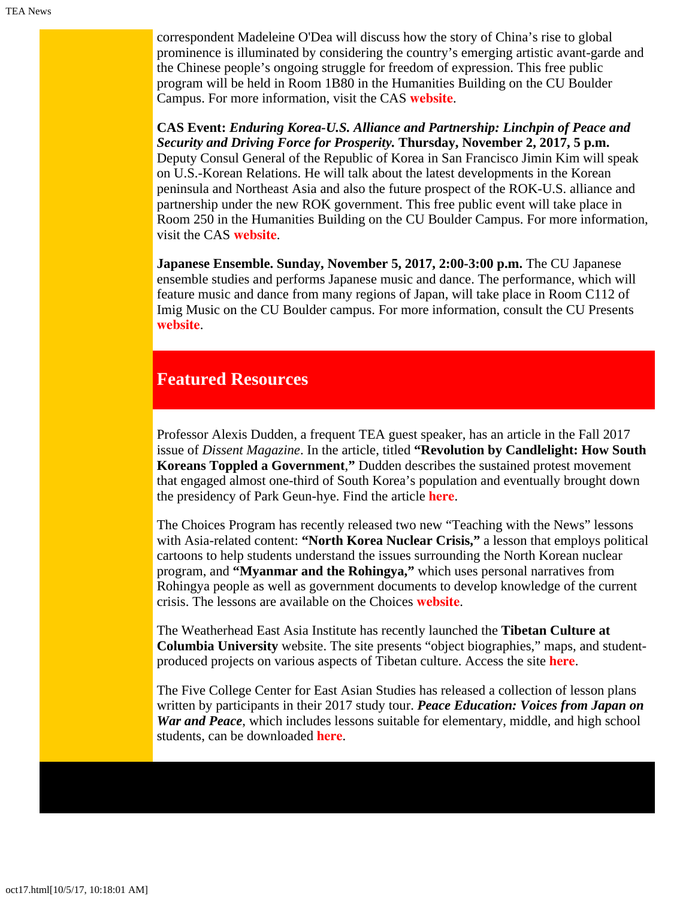correspondent Madeleine O'Dea will discuss how the story of China's rise to global prominence is illuminated by considering the country's emerging artistic avant-garde and the Chinese people's ongoing struggle for freedom of expression. This free public program will be held in Room 1B80 in the Humanities Building on the CU Boulder Campus. For more information, visit the CAS **website**.

**CAS Event:** ***Enduring Korea-U.S. Alliance and Partnership: Linchpin of Peace and Security and Driving Force for Prosperity.*** **Thursday, November 2, 2017, 5 p.m.** Deputy Consul General of the Republic of Korea in San Francisco Jimin Kim will speak on U.S.-Korean Relations. He will talk about the latest developments in the Korean peninsula and Northeast Asia and also the future prospect of the ROK-U.S. alliance and partnership under the new ROK government. This free public event will take place in Room 250 in the Humanities Building on the CU Boulder Campus. For more information, visit the CAS **website**.

**Japanese Ensemble. Sunday, November 5, 2017, 2:00-3:00 p.m.** The CU Japanese ensemble studies and performs Japanese music and dance. The performance, which will feature music and dance from many regions of Japan, will take place in Room C112 of Imig Music on the CU Boulder campus. For more information, consult the CU Presents **website**.

## Featured Resources

Professor Alexis Dudden, a frequent TEA guest speaker, has an article in the Fall 2017 issue of *Dissent Magazine*. In the article, titled **"Revolution by Candlelight: How South Koreans Toppled a Government,"** Dudden describes the sustained protest movement that engaged almost one-third of South Korea's population and eventually brought down the presidency of Park Geun-hye. Find the article **here**.

The Choices Program has recently released two new "Teaching with the News" lessons with Asia-related content: **"North Korea Nuclear Crisis,"** a lesson that employs political cartoons to help students understand the issues surrounding the North Korean nuclear program, and **"Myanmar and the Rohingya,"** which uses personal narratives from Rohingya people as well as government documents to develop knowledge of the current crisis. The lessons are available on the Choices **website**.

The Weatherhead East Asia Institute has recently launched the **Tibetan Culture at Columbia University** website. The site presents "object biographies," maps, and student-produced projects on various aspects of Tibetan culture. Access the site **here**.

The Five College Center for East Asian Studies has released a collection of lesson plans written by participants in their 2017 study tour. ***Peace Education: Voices from Japan on War and Peace***, which includes lessons suitable for elementary, middle, and high school students, can be downloaded **here**.